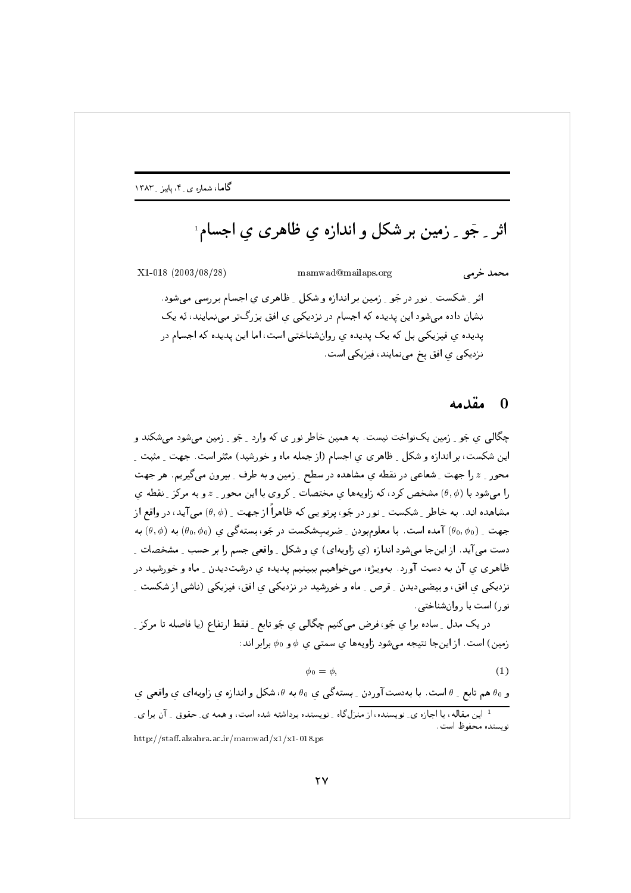# اثر ِ جَو ِ زمین بر شکل و اندازه یِ ظاهری یِ اجسام[1]

محمد خرمی — mamwad@mailaps.org — X1-018 (2003/08/28)

اثر ِ شکست ِ نور در جَو ِ زمین بر اندازه و شکل ِ ظاهری یِ اجسام بررسی می‌شود. نشان داده می‌شود این پدیده که اجسام در نزدیکی یِ افق بزرگ‌تر می‌نمایند، نَه یک پدیده یِ فیزیکی بل که یک پدیده یِ روان‌شناختی است، اما این پدیده که اجسام در نزدیکی یِ افق پخ می‌نمایند، فیزیکی است.

## 0 مقدمه

چگالی یِ جَو ِ زمین یک‌نواخت نیست. به همین خاطر نور ی که وارد ِ جَو ِ زمین می‌شود می‌شکند و این شکست، بر اندازه و شکل ِ ظاهری یِ اجسام (از جمله ماه و خورشید) مؤثر است. جهت ِ مثبت ِ محور ِ $z$ را جهت ِ شعاعی در نقطه یِ مشاهده در سطح ِ زمین و به طرف ِ بیرون ِ زمین می‌گیریم. هر جهت را می‌شود با $(\theta, \phi)$ مشخص کرد، که زاویه‌ها یِ مختصات ِ کروی با این محور ِ $z$ و به مرکز ِ نقطه یِ مشاهده اند. به خاطر ِ شکست ِ نور در جَو، پرتو یی که ظاهراً از جهت ِ $(\theta, \phi)$ می‌آید، در واقع از جهت ِ $(\theta_0, \phi_0)$ آمده است. با معلوم‌بودن ِ ضریبِ‌شکست در جَو، بسته‌گی یِ $(\theta_0, \phi_0)$ به $(\theta, \phi)$ به دست می‌آید. از این‌جا می‌شود اندازه (یِ زاویه‌ای) یِ و شکل ِ واقعی جسم را بر حسب ِ مشخصات ِ ظاهری یِ آن به دست آورد. به‌ویژه، می‌خواهیم ببینیم پدیده یِ درشت‌دیدن ِ ماه و خورشید در نزدیکی یِ افق، و بیضی‌دیدن ِ قرص ِ ماه و خورشید در نزدیکی یِ افق، فیزیکی (ناشی از شکست ِ نور) است یا روان‌شناختی.

در یک مدل ِ ساده برا یِ جَو، فرض می‌کنیم چگالی یِ جَو تابع ِ فقط ارتفاع (یا فاصله تا مرکز ِ زمین) است. از این‌جا نتیجه می‌شود زاویه‌ها یِ سمتی یِ $\phi$ و $\phi_0$ برابر اند:

$$\phi_0 = \phi, \tag{1}$$

و $\theta_0$ هم تابع ِ $\theta$ است. با به‌دست‌آوردن ِ بسته‌گی یِ $\theta_0$ به $\theta$، شکل و اندازه یِ زاویه‌ای یِ واقعی یِ

---

[1] این مقاله، با اجازه یِ نویسنده، از منزل‌گاه ِ نویسنده برداشته شده است، و همه یِ حقوق ِ آن برا یِ نویسنده محفوظ است.

http://staff.alzahra.ac.ir/mamwad/x1/x1-018.ps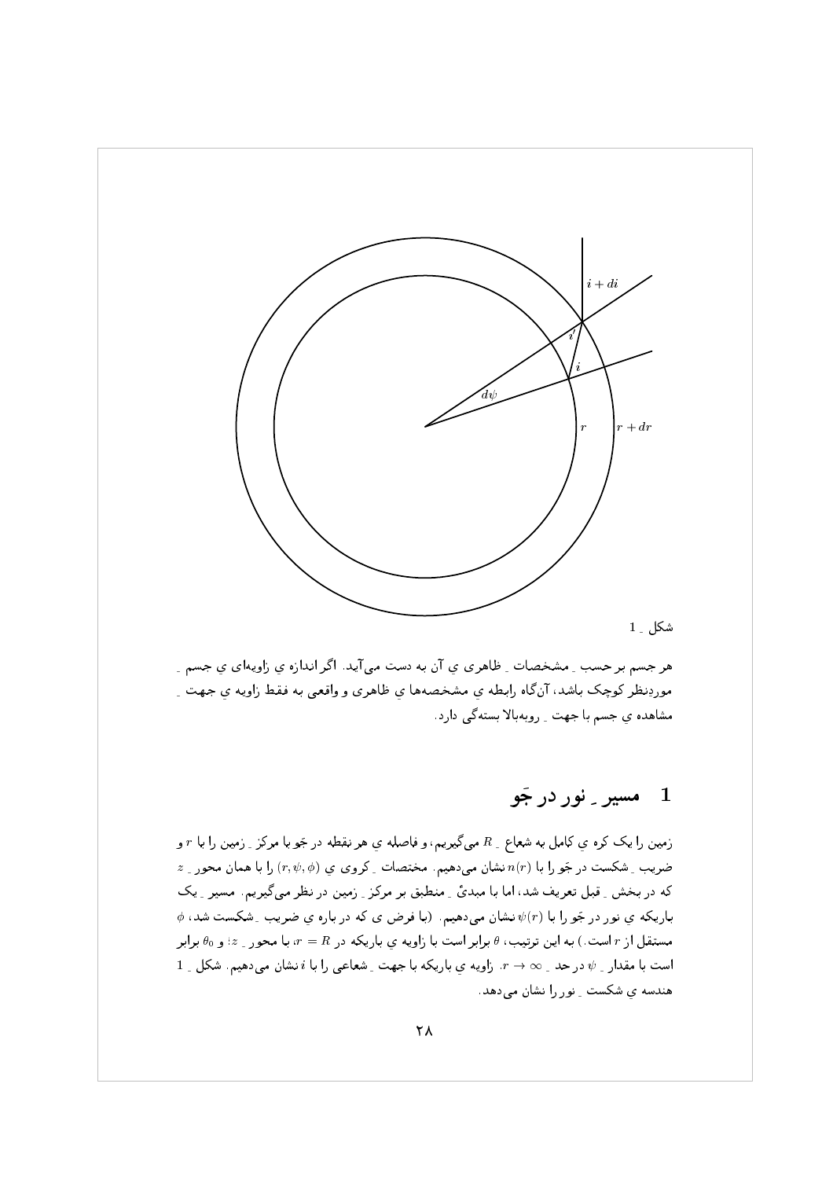شکل ـ 1

هر جسم برحسب ـ مشخصات ـ ظاهری ي آن به دست می‌آید. اگر اندازه ي زاویه‌ای ي جسم ـ موردِنظر کوچک باشد، آن‌گاه رابطه ي مشخصه‌ها ي ظاهری و واقعی به فقط زاویه ي جهت ـ مشاهده ي جسم با جهت ـ روبه‌بالا بسته‌گی دارد.

# 1 مسیر ـ نور در جَو

زمین را یک کره ي کامل به شعاع ـ $R$ می‌گیریم، و فاصله ي هر نقطه در جَو با مرکز ـ زمین را با $r$ و ضریب ـ شکست در جَو را با $n(r)$ نشان می‌دهیم. مختصات ـ کروی ي $(r, \psi, \phi)$ را با همان محور ـ $z$ که در بخش ـ قبل تعریف شد، اما با مبدئ ـ منطبق بر مرکز ـ زمین در نظر می‌گیریم. مسیر ـ یک باریکه ي نور در جَو را با $\psi(r)$ نشان می‌دهیم. (با فرض ی که در باره ي ضریب ـ شکست شد، $\phi$ مستقل از $r$ است.) به این ترتیب، $\theta$ برابر است با زاویه ي باریکه در $r = R$، با محور ـ $z$؛ و $\theta_0$ برابر است با مقدار ـ $\psi$ در حد ـ $r \to \infty$. زاویه ي باریکه با جهت ـ شعاعی را با $i$ نشان می‌دهیم. شکل ـ 1 هندسه ي شکست ـ نور را نشان می‌دهد.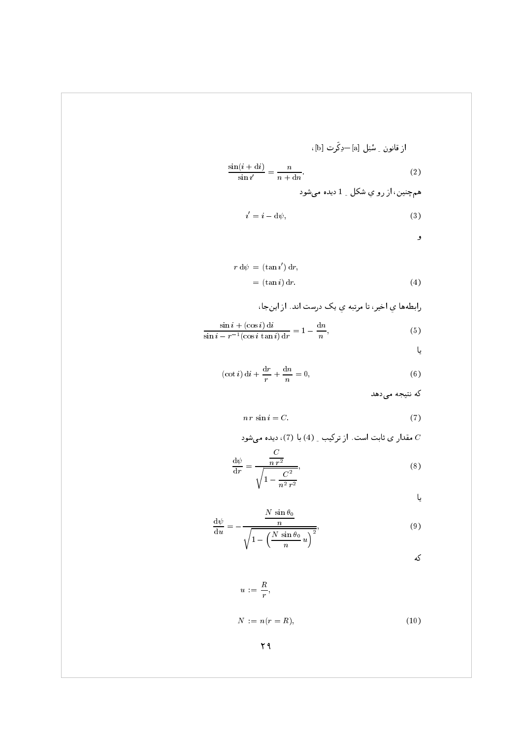از قانون ـِ سْنِل [a] ـــ دِکَرت [b]،

$$\frac{\sin(i + \mathrm{d}i)}{\sin i'} = \frac{n}{n + \mathrm{d}n}. \tag{2}$$

هم‌چنین، از رو یِ شکل ـِ 1 دیده می‌شود

$$i' = i - \mathrm{d}\psi, \tag{3}$$

و

$$\begin{aligned} r\,\mathrm{d}\psi &= (\tan i')\,\mathrm{d}r, \\ &= (\tan i)\,\mathrm{d}r. \end{aligned} \tag{4}$$

رابطه‌ها یِ اخیر، تا مرتبه یِ یک درست اند. از این‌جا،

$$\frac{\sin i + (\cos i)\,\mathrm{d}i}{\sin i - r^{-1}(\cos i\,\tan i)\,\mathrm{d}r} = 1 - \frac{\mathrm{d}n}{n}, \tag{5}$$

یا

$$(\cot i)\,\mathrm{d}i + \frac{\mathrm{d}r}{r} + \frac{\mathrm{d}n}{n} = 0, \tag{6}$$

که نتیجه می‌دهد

$$n\,r\,\sin i = C. \tag{7}$$

$C$ مقدار ی ثابت است. از ترکیب ـِ (4) با (7)، دیده می‌شود

$$\frac{\mathrm{d}\psi}{\mathrm{d}r} = \frac{\dfrac{C}{n\,r^2}}{\sqrt{1 - \dfrac{C^2}{n^2\,r^2}}}, \tag{8}$$

یا

$$\frac{\mathrm{d}\psi}{\mathrm{d}u} = -\frac{\dfrac{N\,\sin\theta_0}{n}}{\sqrt{1 - \left(\dfrac{N\,\sin\theta_0}{n}\,u\right)^2}}, \tag{9}$$

که

$$\begin{aligned} u &:= \frac{R}{r}, \\ N &:= n(r = R), \end{aligned} \tag{10}$$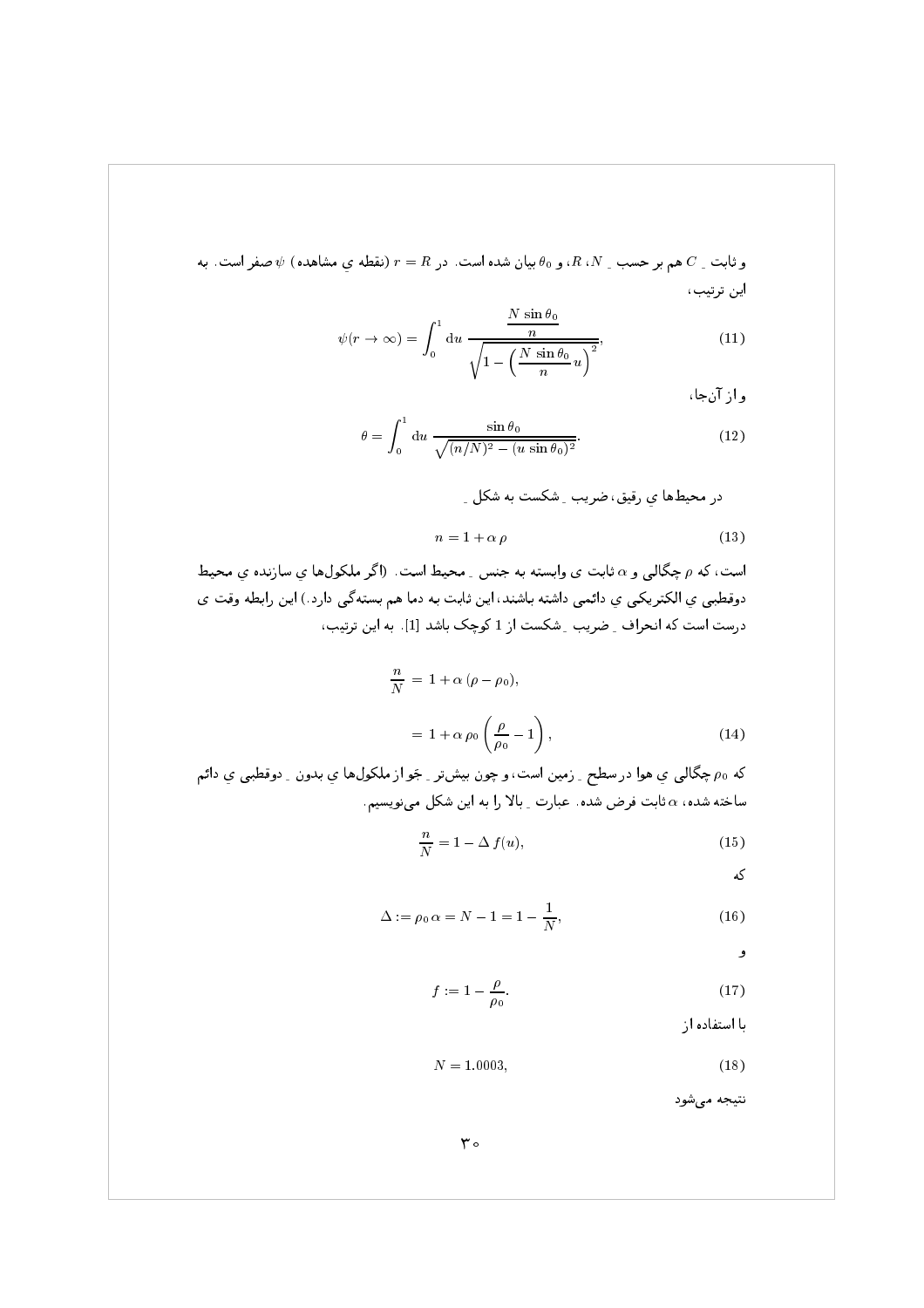و ثابتِ $C$ هم بر حسبِ $N$، $R$، و $\theta_0$ بیان شده است. در $r = R$ (نقطه ی مشاهده) $\psi$ صفر است. به این ترتیب،

$$\psi(r \to \infty) = \int_0^1 \mathrm{d}u \, \frac{\dfrac{N \sin\theta_0}{n}}{\sqrt{1 - \left(\dfrac{N \sin\theta_0}{n} u\right)^2}}, \tag{11}$$

و از آن‌جا،

$$\theta = \int_0^1 \mathrm{d}u \, \frac{\sin\theta_0}{\sqrt{(n/N)^2 - (u \sin\theta_0)^2}}. \tag{12}$$

در محیط‌ها ی رقیق، ضریبِ شکست به شکلِ

$$n = 1 + \alpha\, \rho \tag{13}$$

است، که $\rho$ چگالی و $\alpha$ ثابت ی وابسته به جنسِ محیط است. (اگر ملکول‌ها ی سازنده ی محیط دوقطبی ی الکتریکی ی دائمی داشته باشند، این ثابت به دما هم بسته‌گی دارد.) این رابطه وقت ی درست است که انحرافِ ضریبِ شکست از 1 کوچک باشد [1]. به این ترتیب،

$$\begin{aligned}
\frac{n}{N} &= 1 + \alpha\,(\rho - \rho_0), \\
&= 1 + \alpha\,\rho_0 \left(\frac{\rho}{\rho_0} - 1\right),
\end{aligned} \tag{14}$$

که $\rho_0$ چگالی ی هوا در سطحِ زمین است، و چون بیش‌ترِ جَو از ملکول‌ها ی بدونِ دوقطبی ی دائم ساخته شده، $\alpha$ ثابت فرض شده. عبارتِ بالا را به این شکل می‌نویسیم.

$$\frac{n}{N} = 1 - \Delta\, f(u), \tag{15}$$

که

$$\Delta := \rho_0\, \alpha = N - 1 = 1 - \frac{1}{N}, \tag{16}$$

و

$$f := 1 - \frac{\rho}{\rho_0}. \tag{17}$$

با استفاده از

$$N = 1.0003, \tag{18}$$

نتیجه می‌شود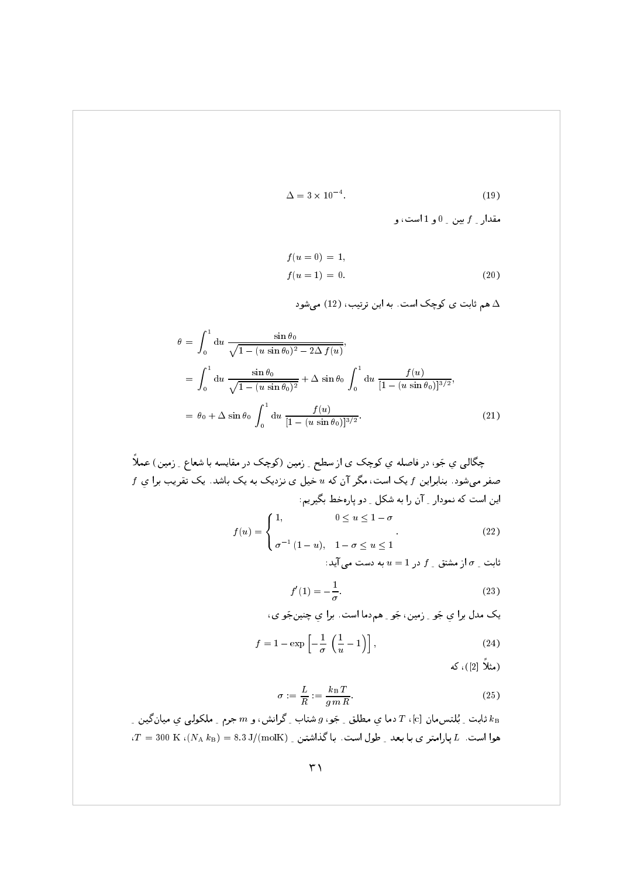$$\Delta = 3 \times 10^{-4}. \tag{19}$$

مقدار ِ $f$ بین ِ 0 و 1 است، و

$$\begin{aligned} f(u=0) &= 1, \\ f(u=1) &= 0. \end{aligned} \tag{20}$$

$\Delta$ هم ثابت ی کوچک است. به این ترتیب، (12) می‌شود

$$\begin{aligned} \theta &= \int_0^1 \mathrm{d}u\ \frac{\sin\theta_0}{\sqrt{1-(u\,\sin\theta_0)^2 - 2\Delta\, f(u)}}, \\ &= \int_0^1 \mathrm{d}u\ \frac{\sin\theta_0}{\sqrt{1-(u\,\sin\theta_0)^2}} + \Delta\,\sin\theta_0 \int_0^1 \mathrm{d}u\ \frac{f(u)}{[1-(u\,\sin\theta_0)]^{3/2}}, \\ &= \theta_0 + \Delta\,\sin\theta_0 \int_0^1 \mathrm{d}u\ \frac{f(u)}{[1-(u\,\sin\theta_0)]^{3/2}}. \end{aligned} \tag{21}$$

چگالی ِ جَو، در فاصله ی ِ کوچک ی از سطح ِ زمین (کوچک در مقایسه با شعاع ِ زمین) عملاً صفر می‌شود. بنابراین $f$ یک است، مگر آن که $u$ خیل ی نزدیک به یک باشد. یک تقریب برا ی ِ $f$ این است که نمودار ِ آن را به شکل ِ دو پاره‌خط بگیریم:

$$f(u) = \begin{cases} 1, & 0 \le u \le 1-\sigma \\ \sigma^{-1}\,(1-u), & 1-\sigma \le u \le 1 \end{cases}. \tag{22}$$

ثابت ِ $\sigma$ از مشتق ِ $f$ در $u=1$ به دست می‌آید:

$$f'(1) = -\frac{1}{\sigma}. \tag{23}$$

یک مدل برا ی ِ جَو ِ زمین، جَو ِ هم‌دما است. برا ی ِ چنین‌جَو ی،

$$f = 1 - \exp\left[-\frac{1}{\sigma}\,\left(\frac{1}{u}-1\right)\right], \tag{24}$$

(مثلاً [2])، که

$$\sigma := \frac{L}{R} := \frac{k_\mathrm{B}\,T}{g\,m\,R}. \tag{25}$$

$k_\mathrm{B}$ ثابت ِ بُلتس‌مان [c]، $T$ دما ی ِ مطلق ِ جَو، $g$ شتاب ِ گرانش، و $m$ جرم ِ ملکولی ِ میانگین ِ هوا است. $L$ پارامتر ی با بعد ِ طول است. با گذاشتن ِ $(N_\mathrm{A}\,k_\mathrm{B}) = 8.3\ \mathrm{J/(molK)}$، $T = 300\ \mathrm{K}$،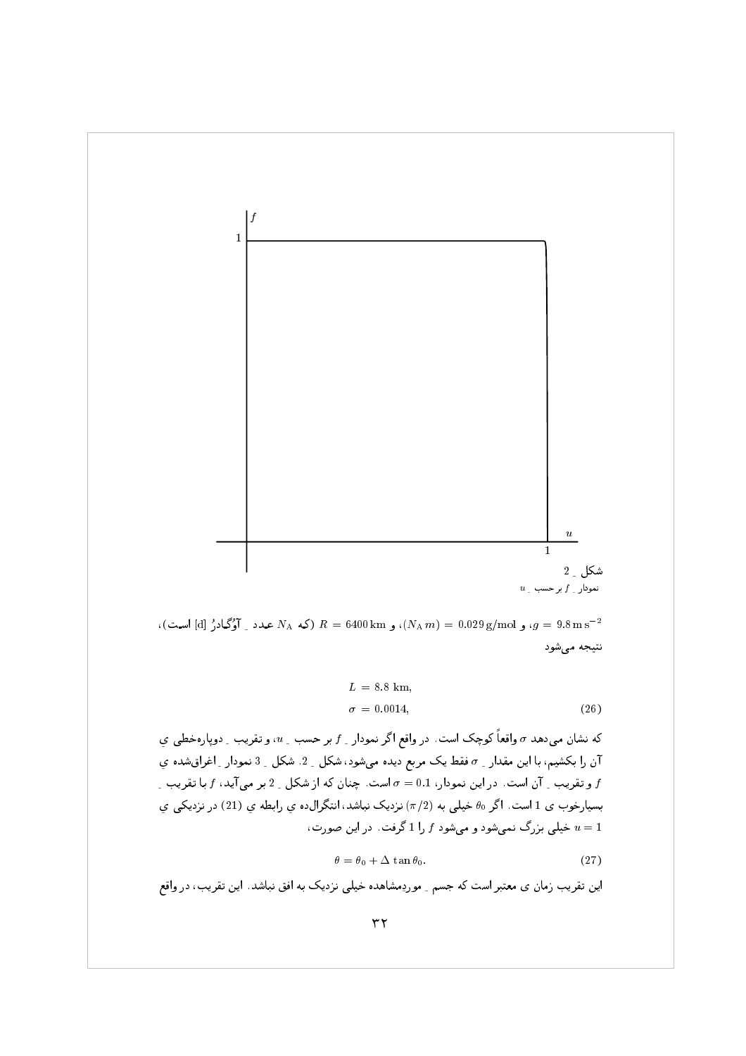شکل ـ 2

نمودار ـ $f$ بر حسب ـ $u$

$g = 9.8\,\mathrm{m\,s^{-2}}$، $(N_\mathrm{A}\,m) = 0.029\,\mathrm{g/mol}$، و $R = 6400\,\mathrm{km}$ (که $N_\mathrm{A}$ عدد ـ آووگادرُ [d] است)، نتیجه می‌شود

$$
\begin{aligned}
L &= 8.8\ \mathrm{km},\\
\sigma &= 0.0014,
\end{aligned}
\tag{26}
$$

که نشان می‌دهد $\sigma$ واقعاً کوچک است. در واقع اگر نمودار ـ $f$ بر حسب ـ $u$، و تقریب ـ دوپاره‌خطی ی آن را بکشیم، با این مقدار ـ $\sigma$ فقط یک مربع دیده می‌شود، شکل ـ 2. شکل ـ 3 نمودار ـ اغراق‌شده ی $f$ و تقریب ـ آن است. در این نمودار، $\sigma = 0.1$ است. چنان که از شکل ـ 2 بر می‌آید، $f$ با تقریب ـ بسیارخوب ی 1 است. اگر $\theta_0$ خیلی به $(\pi/2)$ نزدیک نباشد، انتگرال‌ده ی رابطه ی (21) در نزدیکی ی $u = 1$ خیلی بزرگ نمی‌شود و می‌شود $f$ را 1 گرفت. در این صورت،

$$
\theta = \theta_0 + \Delta\,\tan\theta_0. \tag{27}
$$

این تقریب زمان ی معتبر است که جسم ـ موردمشاهده خیلی نزدیک به افق نباشد. این تقریب، در واقع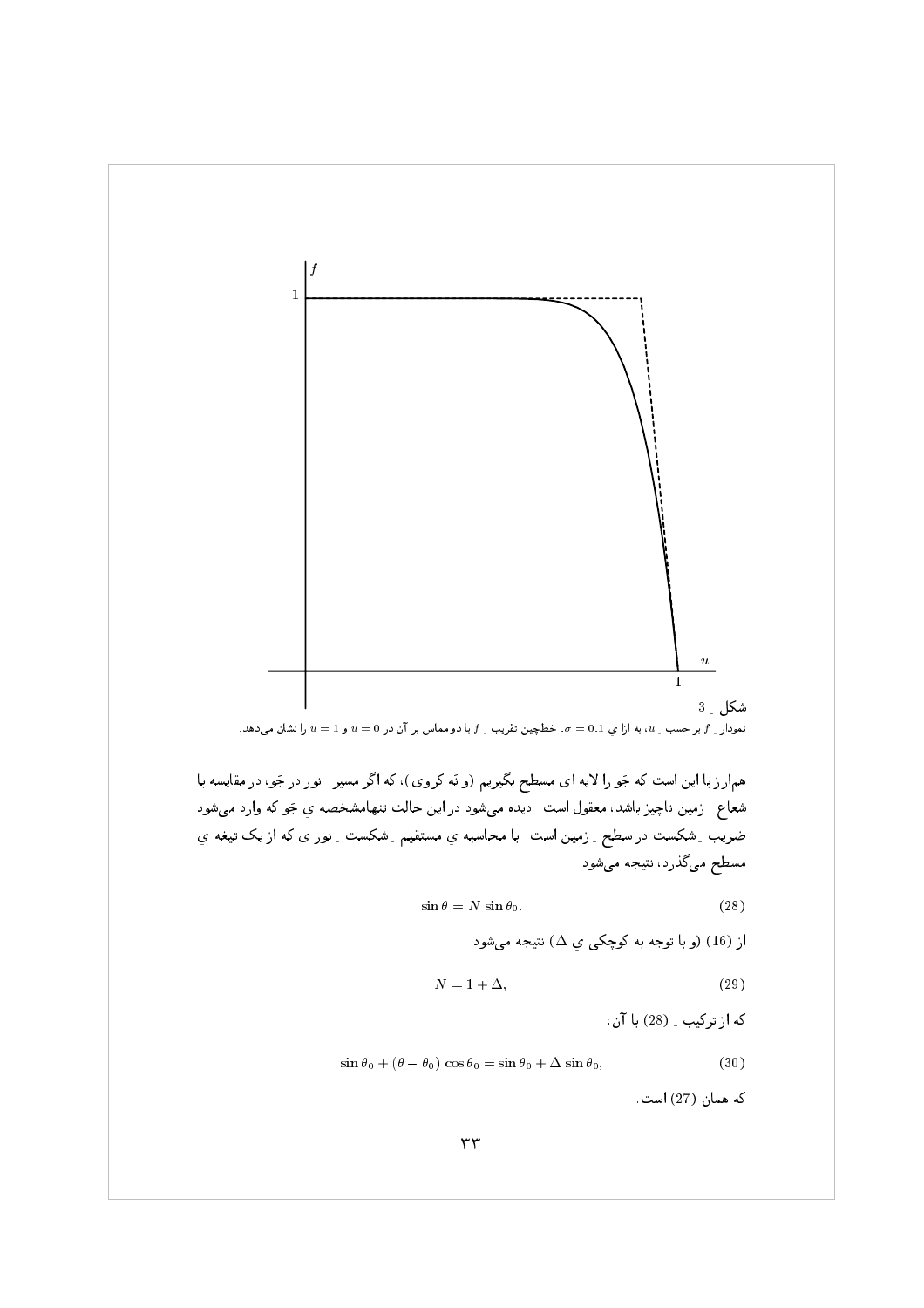شکل ـ 3

نمودار ـ $f$ بر حسب ـ $u$، به ازا ي $\sigma = 0.1$. خطچین تقریب ـ $f$ با دو مماس بر آن در $u = 0$ و $u = 1$ را نشان می‌دهد.

هم‌ارز با این است که جَو را لایه ای مسطح بگیریم (و نَه کروی)، که اگر مسیر ـ نور در جَو، در مقایسه با شعاع ـ زمین ناچیز باشد، معقول است. دیده می‌شود در این حالت تنهامشخصه ي جَو که وارد می‌شود ضریب ـ شکست در سطح ـ زمین است. با محاسبه ي مستقیم ـ شکست ـ نور ی که از یک تیغه ي مسطح می‌گذرد، نتیجه می‌شود

$$\sin\theta = N\,\sin\theta_0. \tag{28}$$

از (16) (و با توجه به کوچکی ي $\Delta$) نتیجه می‌شود

$$N = 1 + \Delta, \tag{29}$$

که از ترکیب ـ (28) با آن،

$$\sin\theta_0 + (\theta - \theta_0)\,\cos\theta_0 = \sin\theta_0 + \Delta\,\sin\theta_0, \tag{30}$$

که همان (27) است.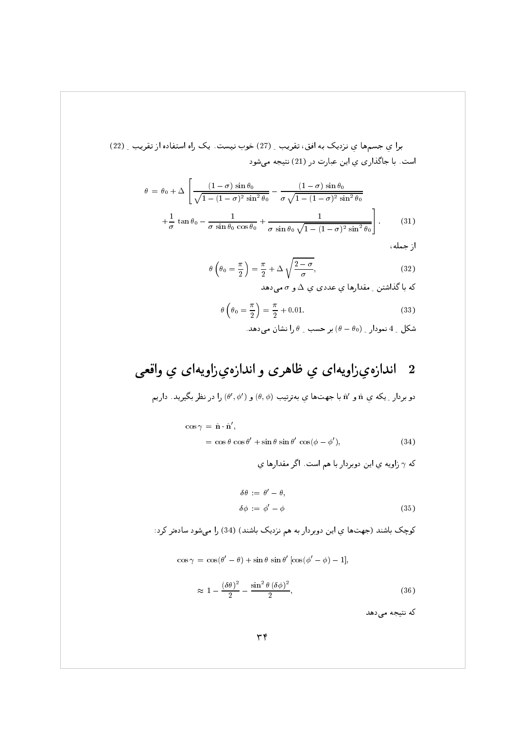برا یِ جسم‌ها یِ نزدیک به افق، تقریب ِ (27) خوب نیست. یک راه استفاده از تقریب ِ (22) است. با جاگذاری یِ این عبارت در (21) نتیجه می‌شود

$$\theta \,=\, \theta_0 + \Delta\,\left[\frac{(1-\sigma)\,\sin\theta_0}{\sqrt{1-(1-\sigma)^2\,\sin^2\theta_0}} - \frac{(1-\sigma)\,\sin\theta_0}{\sigma\,\sqrt{1-(1-\sigma)^2\,\sin^2\theta_0}} \right.$$
$$\left. + \frac{1}{\sigma}\,\tan\theta_0 - \frac{1}{\sigma\,\sin\theta_0\,\cos\theta_0} + \frac{1}{\sigma\,\sin\theta_0\,\sqrt{1-(1-\sigma)^2\,\sin^2\theta_0}}\right]. \qquad (31)$$

از جمله،

$$\theta\left(\theta_0 = \frac{\pi}{2}\right) = \frac{\pi}{2} + \Delta\,\sqrt{\frac{2-\sigma}{\sigma}}, \qquad (32)$$

که با گذاشتن ِ مقدارها یِ عددی یِ $\Delta$ و $\sigma$ می‌دهد

$$\theta\left(\theta_0 = \frac{\pi}{2}\right) = \frac{\pi}{2} + 0.01. \qquad (33)$$

شکل ِ 4 نمودار ِ $(\theta - \theta_0)$ بر حسب ِ $\theta$ را نشان می‌دهد.

## 2 اندازه‌یِ‌زاویه‌ای یِ ظاهری و اندازه‌یِ‌زاویه‌ای یِ واقعی

دو بردار ِ یکه یِ $\hat{\mathbf{n}}$ و $\hat{\mathbf{n}}'$ با جهت‌ها یِ به‌ترتیب $(\theta, \phi)$ و $(\theta', \phi')$ را در نظر بگیرید. داریم

$$\begin{aligned}\cos\gamma \,&=\, \hat{\mathbf{n}}\cdot\hat{\mathbf{n}}', \\ &=\, \cos\theta\,\cos\theta' + \sin\theta\,\sin\theta'\,\cos(\phi-\phi'),\end{aligned} \qquad (34)$$

که $\gamma$ زاویه یِ این دوبردار با هم است. اگر مقدارها یِ

$$\begin{aligned}\delta\theta \,&:=\, \theta' - \theta, \\ \delta\phi \,&:=\, \phi' - \phi\end{aligned} \qquad (35)$$

کوچک باشند (جهت‌ها یِ این دوبردار به هم نزدیک باشند) (34) را می‌شود ساده‌تر کرد:

$$\cos\gamma \,=\, \cos(\theta'-\theta) + \sin\theta\,\sin\theta'\,[\cos(\phi'-\phi) - 1],$$

$$\approx\, 1 - \frac{(\delta\theta)^2}{2} - \frac{\sin^2\theta\,(\delta\phi)^2}{2}, \qquad (36)$$

که نتیجه می‌دهد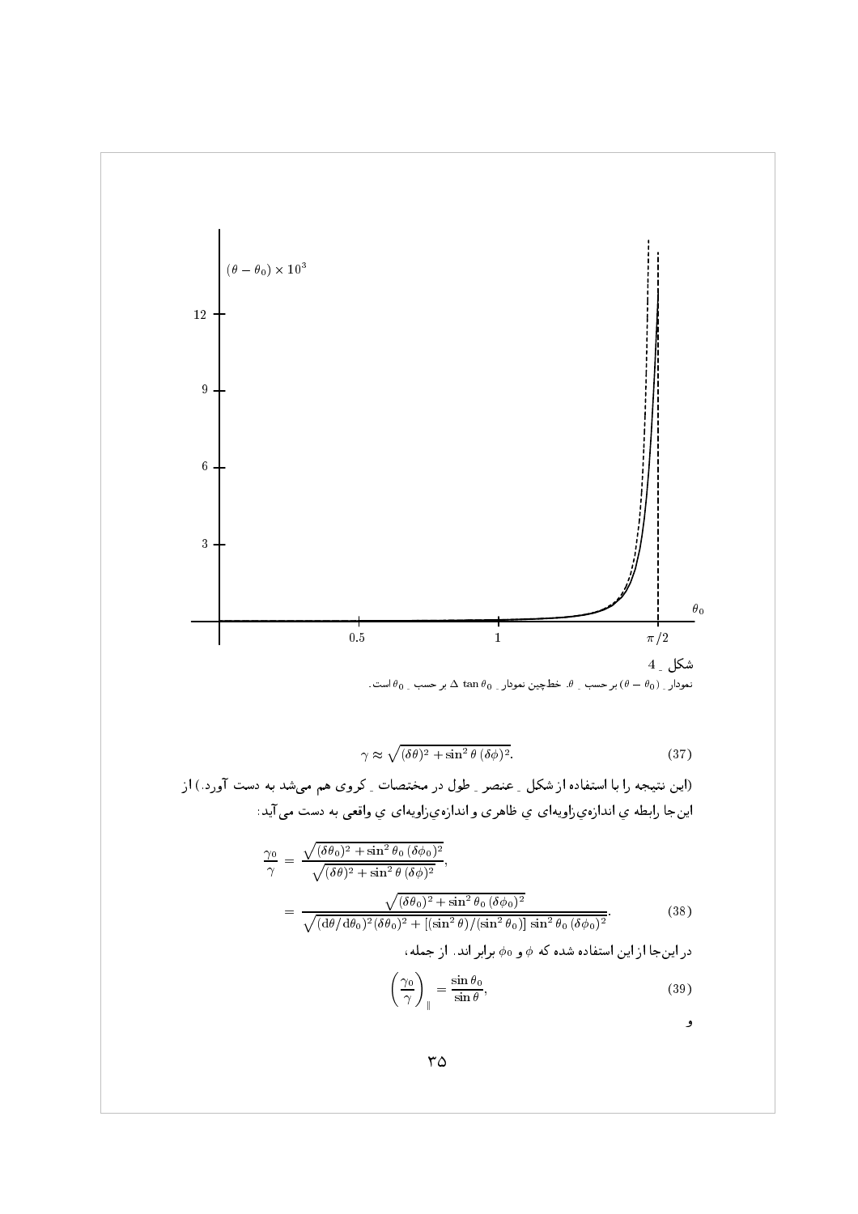شکل ـ 4

نمودار ـ $(\theta - \theta_0)$ بر حسب ـ $\theta$. خط‌چین نمودار ـ $\Delta\,\tan\theta_0$ بر حسب ـ $\theta_0$ است.

$$\gamma \approx \sqrt{(\delta\theta)^2 + \sin^2\theta\,(\delta\phi)^2}. \tag{37}$$

(این نتیجه را با استفاده از شکل ـ عنصر ـ طول در مختصات ـ کروی هم می‌شد به دست آورد.) از این‌جا رابطه ي اندازه‌ي‌زاویه‌ای ي ظاهری و اندازه‌ي‌زاویه‌ای ي واقعی به دست می‌آید:

$$\begin{aligned}
\frac{\gamma_0}{\gamma} &= \frac{\sqrt{(\delta\theta_0)^2 + \sin^2\theta_0\,(\delta\phi_0)^2}}{\sqrt{(\delta\theta)^2 + \sin^2\theta\,(\delta\phi)^2}}, \\
&= \frac{\sqrt{(\delta\theta_0)^2 + \sin^2\theta_0\,(\delta\phi_0)^2}}{\sqrt{(\mathrm{d}\theta/\mathrm{d}\theta_0)^2(\delta\theta_0)^2 + [(\sin^2\theta)/(\sin^2\theta_0)]\,\sin^2\theta_0\,(\delta\phi_0)^2}}.
\end{aligned} \tag{38}$$

در این‌جا از این استفاده شده که $\phi$ و $\phi_0$ برابر اند. از جمله،

$$\left(\frac{\gamma_0}{\gamma}\right)_{\parallel} = \frac{\sin\theta_0}{\sin\theta}, \tag{39}$$

و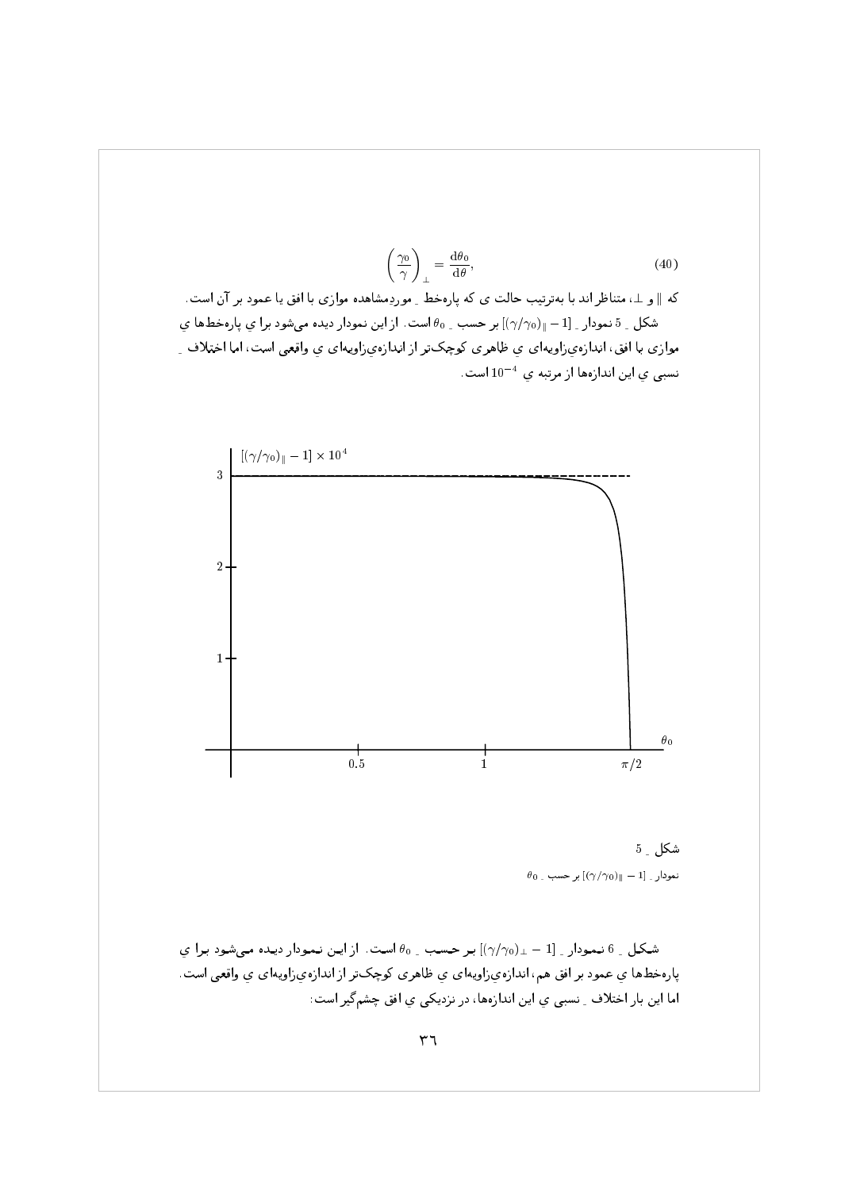$$\left(\frac{\gamma_0}{\gamma}\right)_\perp = \frac{\mathrm{d}\theta_0}{\mathrm{d}\theta}, \tag{40}$$

که $\|$ و $\perp$، متناظر اند با به‌ترتیب حالت ی که پاره‌خط ِ موردِمشاهده موازی با افق یا عمود بر آن است.

شکل ِ 5 نمودار ِ $[(\gamma/\gamma_0)_\| - 1]$ بر حسب ِ $\theta_0$ است. از این نمودار دیده می‌شود برا ی پاره‌خط‌ها ی موازی با افق، اندازه‌ی‌زاویه‌ای ی ظاهری کوچک‌تر از اندازه‌ی‌زاویه‌ای ی واقعی است، اما اختلاف ِ نسبی ی این اندازه‌ها از مرتبه ی $10^{-4}$ است.

شکل ِ 5

نمودار ِ $[(\gamma/\gamma_0)_\| - 1]$ بر حسب ِ $\theta_0$

شکل ِ 6 نمودار ِ $[(\gamma/\gamma_0)_\perp - 1]$ بر حسب ِ $\theta_0$ است. از این نمودار دیده می‌شود برا ی پاره‌خط‌ها ی عمود بر افق هم، اندازه‌ی‌زاویه‌ای ی ظاهری کوچک‌تر از اندازه‌ی‌زاویه‌ای ی واقعی است. اما این بار اختلاف ِ نسبی ی این اندازه‌ها، در نزدیکی ی افق چشم‌گیر است: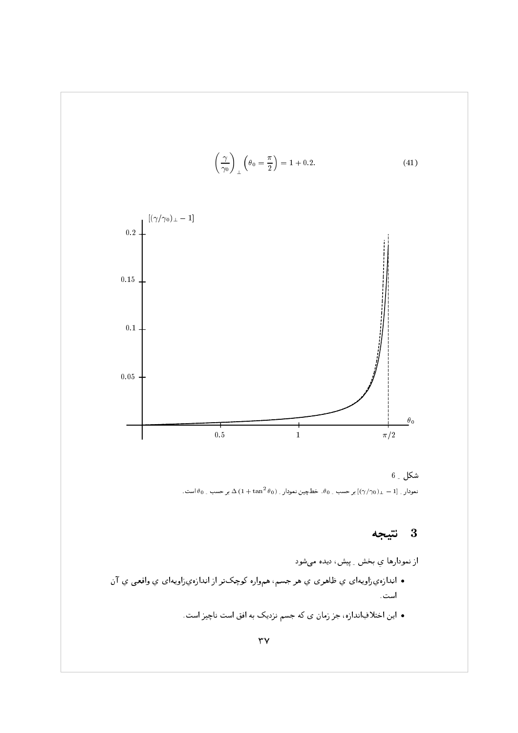$$\left(\frac{\gamma}{\gamma_0}\right)_{\perp}\left(\theta_0=\frac{\pi}{2}\right)=1+0.2. \tag{41}$$

شکل ـ 6

نمودار ـ $[(\gamma/\gamma_0)_{\perp}-1]$ بر حسب ـ $\theta_0$. خط‌چین نمودار ـ $\Delta\,(1+\tan^2\theta_0)$ بر حسب ـ $\theta_0$ است.

## 3 نتیجه

از نمودارها ی بخش ـ پیش، دیده می‌شود

- اندازه‌ی‌زاویه‌ای ی ظاهری ی هر جسم، همواره کوچک‌تر از اندازه‌ی‌زاویه‌ای ی واقعی ی آن است.
- این اختلاف‌اندازه، جز زمان ی که جسم نزدیک به افق است ناچیز است.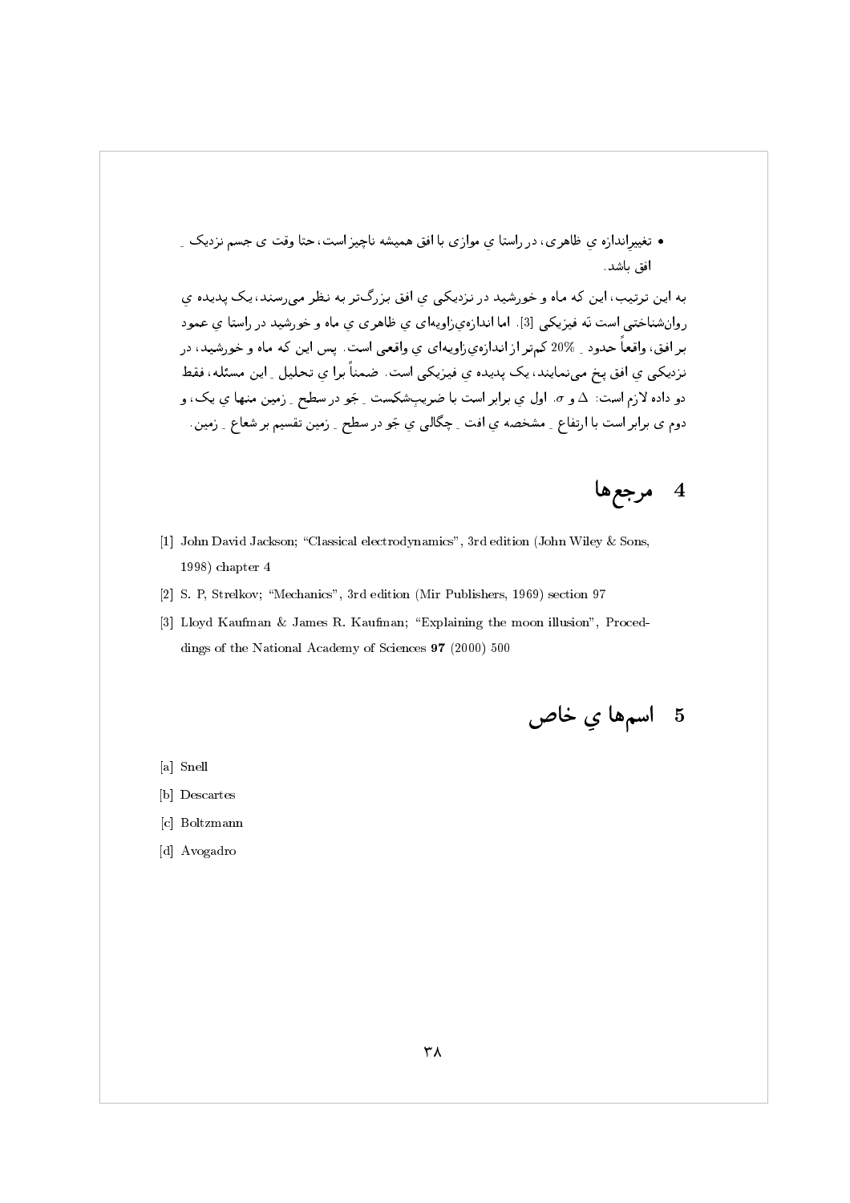- تغییراندازه ی ظاهری، در راستا ی موازی با افق همیشه ناچیز است، حتا وقت ی جسم نزدیک ِ افق باشد.

به این ترتیب، این که ماه و خورشید در نزدیکی ی افق بزرگ‌تر به نظر می‌رسند، یک پدیده ی روان‌شناختی است نَه فیزیکی [3]. اما اندازه‌ی‌زاویه‌ای ی ظاهری ی ماه و خورشید در راستا ی عمود بر افق، واقعاً حدود ِ 20% کم‌تر از اندازه‌ی‌زاویه‌ای ی واقعی است. پس این که ماه و خورشید، در نزدیکی ی افق پخ می‌نمایند، یک پدیده ی فیزیکی است. ضمناً برا ی تحلیل ِ این مسئله، فقط دو داده لازم است: $\Delta$ و $\sigma$. اول ی برابر است با ضریب‌شکست ِ جَو در سطح ِ زمین منها ی یک، و دوم ی برابر است با ارتفاع ِ مشخصه ی افت ِ چگالی ی جَو در سطح ِ زمین تقسیم بر شعاع ِ زمین.

## 4 مرجع‌ها

[1] John David Jackson; "Classical electrodynamics", 3rd edition (John Wiley & Sons, 1998) chapter 4

[2] S. P, Strelkov; "Mechanics", 3rd edition (Mir Publishers, 1969) section 97

[3] Lloyd Kaufman & James R. Kaufman; "Explaining the moon illusion", Proceddings of the National Academy of Sciences **97** (2000) 500

## 5 اسم‌ها یِ خاص

[a] Snell

[b] Descartes

[c] Boltzmann

[d] Avogadro